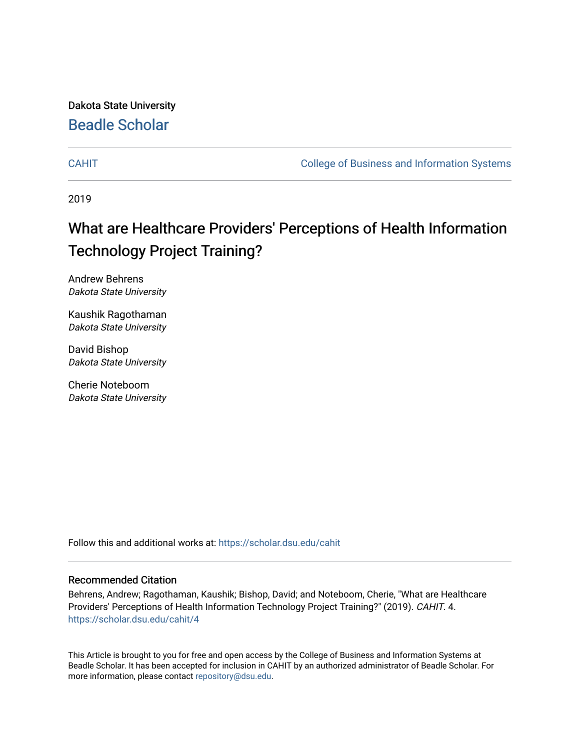Dakota State University

**Beadle Scholar**

CAHIT | College of Business and Information Systems

2019

# What are Healthcare Providers' Perceptions of Health Information Technology Project Training?

Andrew Behrens
*Dakota State University*

Kaushik Ragothaman
*Dakota State University*

David Bishop
*Dakota State University*

Cherie Noteboom
*Dakota State University*

Follow this and additional works at: https://scholar.dsu.edu/cahit

### Recommended Citation

Behrens, Andrew; Ragothaman, Kaushik; Bishop, David; and Noteboom, Cherie, "What are Healthcare Providers' Perceptions of Health Information Technology Project Training?" (2019). *CAHIT*. 4.
https://scholar.dsu.edu/cahit/4

This Article is brought to you for free and open access by the College of Business and Information Systems at Beadle Scholar. It has been accepted for inclusion in CAHIT by an authorized administrator of Beadle Scholar. For more information, please contact repository@dsu.edu.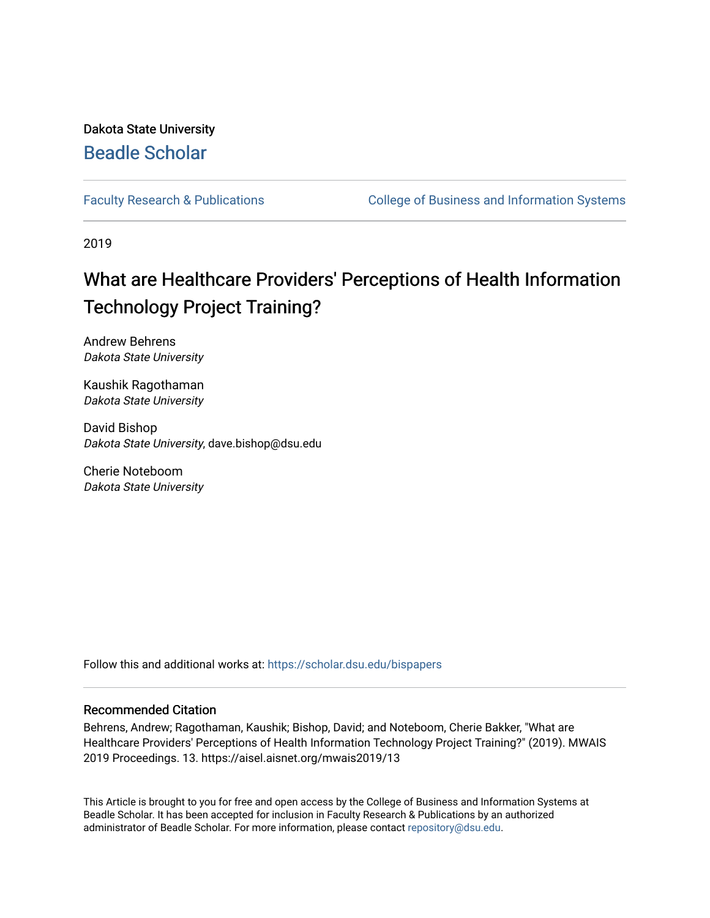Dakota State University

## Beadle Scholar

Faculty Research & Publications | College of Business and Information Systems

2019

# What are Healthcare Providers' Perceptions of Health Information Technology Project Training?

Andrew Behrens
*Dakota State University*

Kaushik Ragothaman
*Dakota State University*

David Bishop
*Dakota State University*, dave.bishop@dsu.edu

Cherie Noteboom
*Dakota State University*

Follow this and additional works at: https://scholar.dsu.edu/bispapers

### Recommended Citation

Behrens, Andrew; Ragothaman, Kaushik; Bishop, David; and Noteboom, Cherie Bakker, "What are Healthcare Providers' Perceptions of Health Information Technology Project Training?" (2019). MWAIS 2019 Proceedings. 13. https://aisel.aisnet.org/mwais2019/13

This Article is brought to you for free and open access by the College of Business and Information Systems at Beadle Scholar. It has been accepted for inclusion in Faculty Research & Publications by an authorized administrator of Beadle Scholar. For more information, please contact repository@dsu.edu.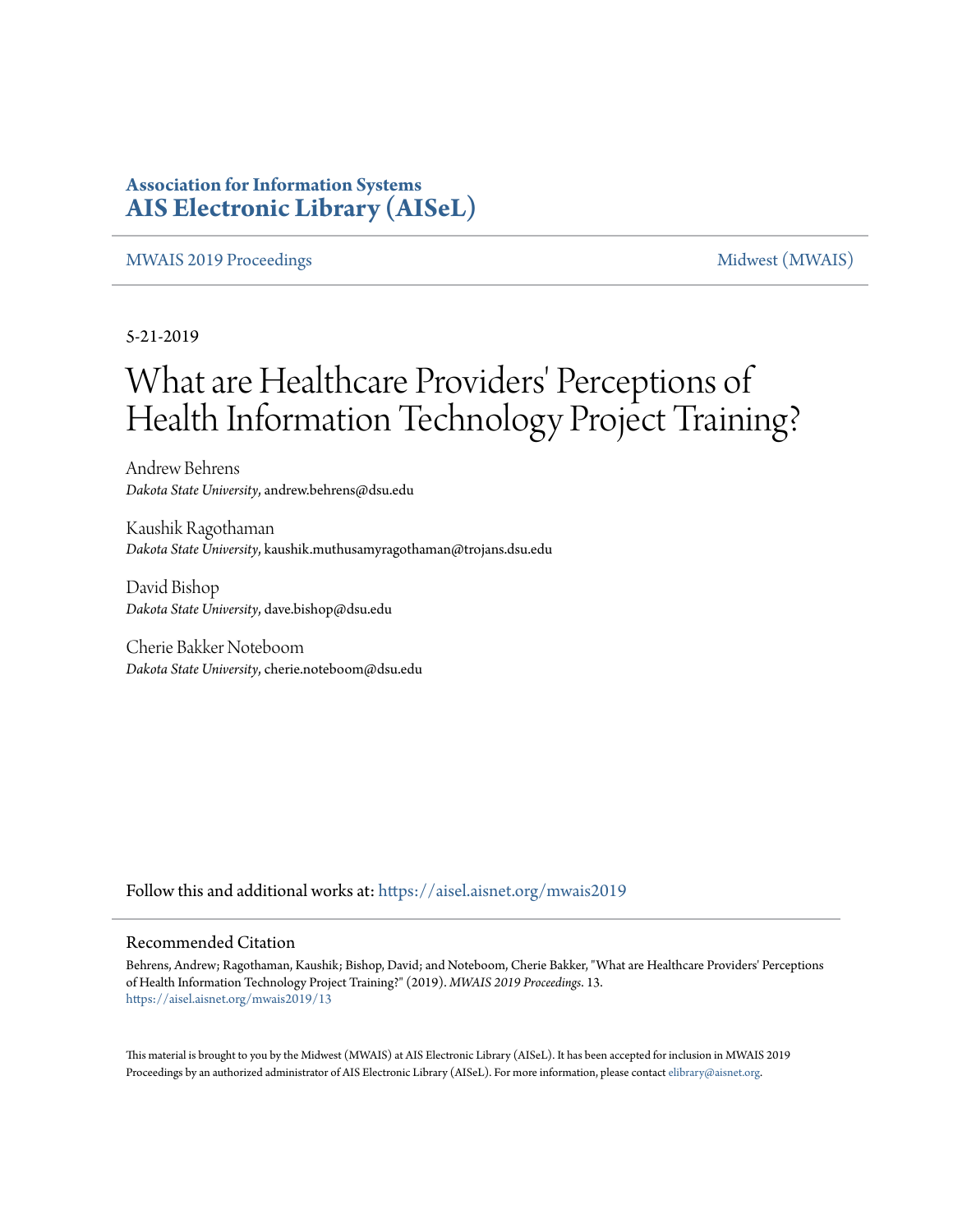**Association for Information Systems**
**AIS Electronic Library (AISeL)**

MWAIS 2019 Proceedings | Midwest (MWAIS)

5-21-2019

# What are Healthcare Providers' Perceptions of Health Information Technology Project Training?

Andrew Behrens
*Dakota State University*, andrew.behrens@dsu.edu

Kaushik Ragothaman
*Dakota State University*, kaushik.muthusamyragothaman@trojans.dsu.edu

David Bishop
*Dakota State University*, dave.bishop@dsu.edu

Cherie Bakker Noteboom
*Dakota State University*, cherie.noteboom@dsu.edu

Follow this and additional works at: https://aisel.aisnet.org/mwais2019

## Recommended Citation

Behrens, Andrew; Ragothaman, Kaushik; Bishop, David; and Noteboom, Cherie Bakker, "What are Healthcare Providers' Perceptions of Health Information Technology Project Training?" (2019). *MWAIS 2019 Proceedings*. 13.
https://aisel.aisnet.org/mwais2019/13

This material is brought to you by the Midwest (MWAIS) at AIS Electronic Library (AISeL). It has been accepted for inclusion in MWAIS 2019 Proceedings by an authorized administrator of AIS Electronic Library (AISeL). For more information, please contact elibrary@aisnet.org.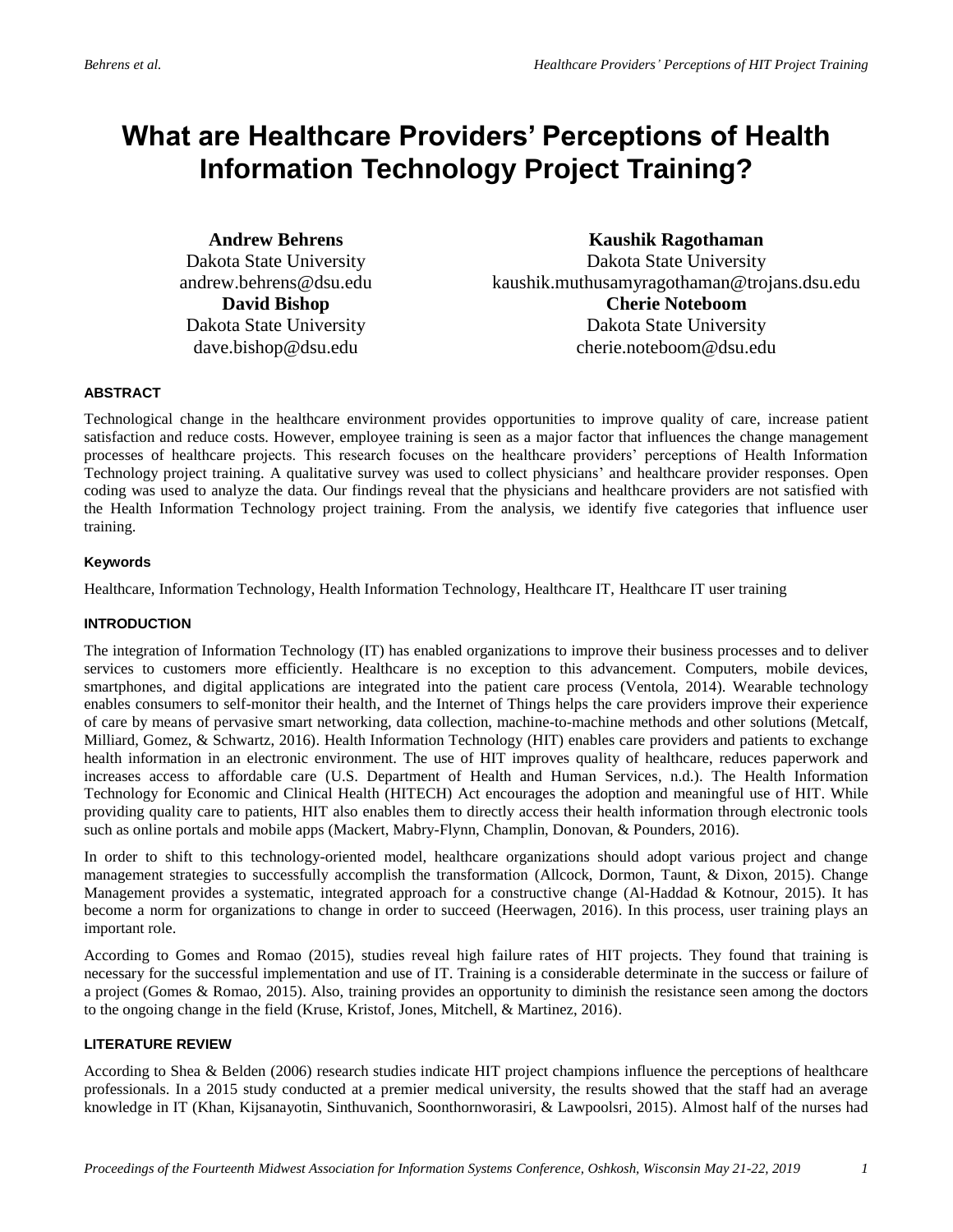# What are Healthcare Providers' Perceptions of Health Information Technology Project Training?

**Andrew Behrens**
Dakota State University
andrew.behrens@dsu.edu

**Kaushik Ragothaman**
Dakota State University
kaushik.muthusamyragothaman@trojans.dsu.edu

**David Bishop**
Dakota State University
dave.bishop@dsu.edu

**Cherie Noteboom**
Dakota State University
cherie.noteboom@dsu.edu

#### ABSTRACT

Technological change in the healthcare environment provides opportunities to improve quality of care, increase patient satisfaction and reduce costs. However, employee training is seen as a major factor that influences the change management processes of healthcare projects. This research focuses on the healthcare providers' perceptions of Health Information Technology project training. A qualitative survey was used to collect physicians' and healthcare provider responses. Open coding was used to analyze the data. Our findings reveal that the physicians and healthcare providers are not satisfied with the Health Information Technology project training. From the analysis, we identify five categories that influence user training.

#### Keywords

Healthcare, Information Technology, Health Information Technology, Healthcare IT, Healthcare IT user training

#### INTRODUCTION

The integration of Information Technology (IT) has enabled organizations to improve their business processes and to deliver services to customers more efficiently. Healthcare is no exception to this advancement. Computers, mobile devices, smartphones, and digital applications are integrated into the patient care process (Ventola, 2014). Wearable technology enables consumers to self-monitor their health, and the Internet of Things helps the care providers improve their experience of care by means of pervasive smart networking, data collection, machine-to-machine methods and other solutions (Metcalf, Milliard, Gomez, & Schwartz, 2016). Health Information Technology (HIT) enables care providers and patients to exchange health information in an electronic environment. The use of HIT improves quality of healthcare, reduces paperwork and increases access to affordable care (U.S. Department of Health and Human Services, n.d.). The Health Information Technology for Economic and Clinical Health (HITECH) Act encourages the adoption and meaningful use of HIT. While providing quality care to patients, HIT also enables them to directly access their health information through electronic tools such as online portals and mobile apps (Mackert, Mabry-Flynn, Champlin, Donovan, & Pounders, 2016).

In order to shift to this technology-oriented model, healthcare organizations should adopt various project and change management strategies to successfully accomplish the transformation (Allcock, Dormon, Taunt, & Dixon, 2015). Change Management provides a systematic, integrated approach for a constructive change (Al-Haddad & Kotnour, 2015). It has become a norm for organizations to change in order to succeed (Heerwagen, 2016). In this process, user training plays an important role.

According to Gomes and Romao (2015), studies reveal high failure rates of HIT projects. They found that training is necessary for the successful implementation and use of IT. Training is a considerable determinate in the success or failure of a project (Gomes & Romao, 2015). Also, training provides an opportunity to diminish the resistance seen among the doctors to the ongoing change in the field (Kruse, Kristof, Jones, Mitchell, & Martinez, 2016).

#### LITERATURE REVIEW

According to Shea & Belden (2006) research studies indicate HIT project champions influence the perceptions of healthcare professionals. In a 2015 study conducted at a premier medical university, the results showed that the staff had an average knowledge in IT (Khan, Kijsanayotin, Sinthuvanich, Soonthornworasiri, & Lawpoolsri, 2015). Almost half of the nurses had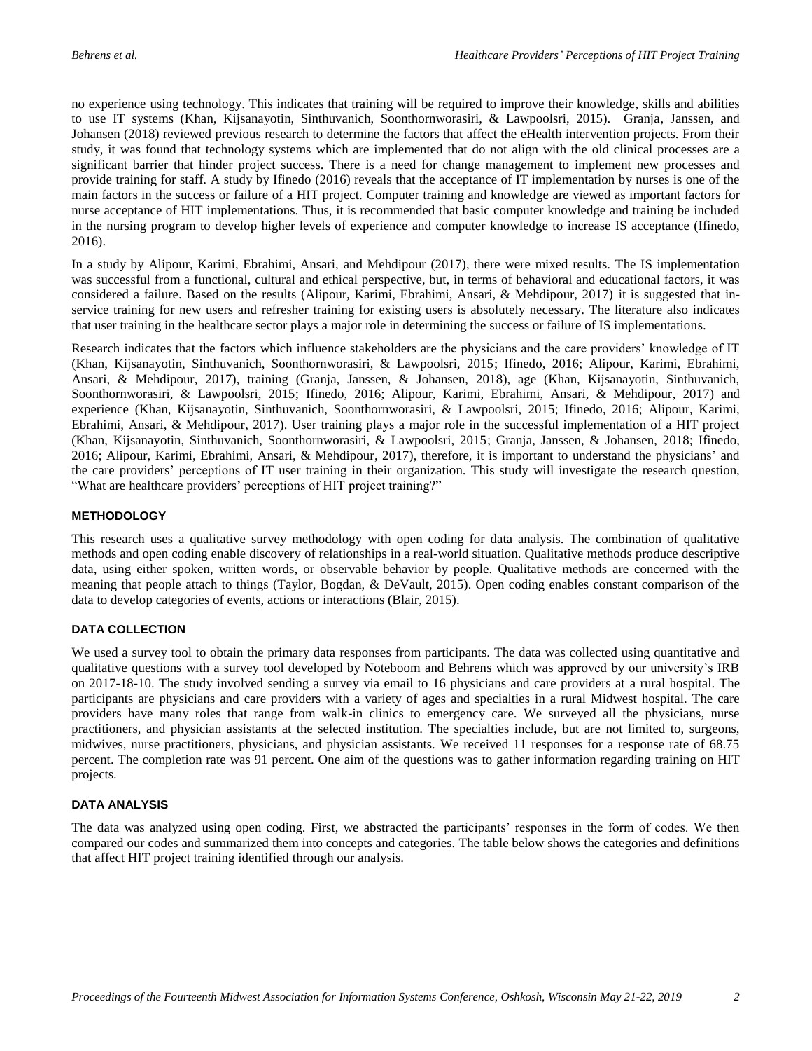no experience using technology. This indicates that training will be required to improve their knowledge, skills and abilities to use IT systems (Khan, Kijsanayotin, Sinthuvanich, Soonthornworasiri, & Lawpoolsri, 2015). Granja, Janssen, and Johansen (2018) reviewed previous research to determine the factors that affect the eHealth intervention projects. From their study, it was found that technology systems which are implemented that do not align with the old clinical processes are a significant barrier that hinder project success. There is a need for change management to implement new processes and provide training for staff. A study by Ifinedo (2016) reveals that the acceptance of IT implementation by nurses is one of the main factors in the success or failure of a HIT project. Computer training and knowledge are viewed as important factors for nurse acceptance of HIT implementations. Thus, it is recommended that basic computer knowledge and training be included in the nursing program to develop higher levels of experience and computer knowledge to increase IS acceptance (Ifinedo, 2016).

In a study by Alipour, Karimi, Ebrahimi, Ansari, and Mehdipour (2017), there were mixed results. The IS implementation was successful from a functional, cultural and ethical perspective, but, in terms of behavioral and educational factors, it was considered a failure. Based on the results (Alipour, Karimi, Ebrahimi, Ansari, & Mehdipour, 2017) it is suggested that in-service training for new users and refresher training for existing users is absolutely necessary. The literature also indicates that user training in the healthcare sector plays a major role in determining the success or failure of IS implementations.

Research indicates that the factors which influence stakeholders are the physicians and the care providers' knowledge of IT (Khan, Kijsanayotin, Sinthuvanich, Soonthornworasiri, & Lawpoolsri, 2015; Ifinedo, 2016; Alipour, Karimi, Ebrahimi, Ansari, & Mehdipour, 2017), training (Granja, Janssen, & Johansen, 2018), age (Khan, Kijsanayotin, Sinthuvanich, Soonthornworasiri, & Lawpoolsri, 2015; Ifinedo, 2016; Alipour, Karimi, Ebrahimi, Ansari, & Mehdipour, 2017) and experience (Khan, Kijsanayotin, Sinthuvanich, Soonthornworasiri, & Lawpoolsri, 2015; Ifinedo, 2016; Alipour, Karimi, Ebrahimi, Ansari, & Mehdipour, 2017). User training plays a major role in the successful implementation of a HIT project (Khan, Kijsanayotin, Sinthuvanich, Soonthornworasiri, & Lawpoolsri, 2015; Granja, Janssen, & Johansen, 2018; Ifinedo, 2016; Alipour, Karimi, Ebrahimi, Ansari, & Mehdipour, 2017), therefore, it is important to understand the physicians' and the care providers' perceptions of IT user training in their organization. This study will investigate the research question, "What are healthcare providers' perceptions of HIT project training?"

## METHODOLOGY

This research uses a qualitative survey methodology with open coding for data analysis. The combination of qualitative methods and open coding enable discovery of relationships in a real-world situation. Qualitative methods produce descriptive data, using either spoken, written words, or observable behavior by people. Qualitative methods are concerned with the meaning that people attach to things (Taylor, Bogdan, & DeVault, 2015). Open coding enables constant comparison of the data to develop categories of events, actions or interactions (Blair, 2015).

## DATA COLLECTION

We used a survey tool to obtain the primary data responses from participants. The data was collected using quantitative and qualitative questions with a survey tool developed by Noteboom and Behrens which was approved by our university's IRB on 2017-18-10. The study involved sending a survey via email to 16 physicians and care providers at a rural hospital. The participants are physicians and care providers with a variety of ages and specialties in a rural Midwest hospital. The care providers have many roles that range from walk-in clinics to emergency care. We surveyed all the physicians, nurse practitioners, and physician assistants at the selected institution. The specialties include, but are not limited to, surgeons, midwives, nurse practitioners, physicians, and physician assistants. We received 11 responses for a response rate of 68.75 percent. The completion rate was 91 percent. One aim of the questions was to gather information regarding training on HIT projects.

## DATA ANALYSIS

The data was analyzed using open coding. First, we abstracted the participants' responses in the form of codes. We then compared our codes and summarized them into concepts and categories. The table below shows the categories and definitions that affect HIT project training identified through our analysis.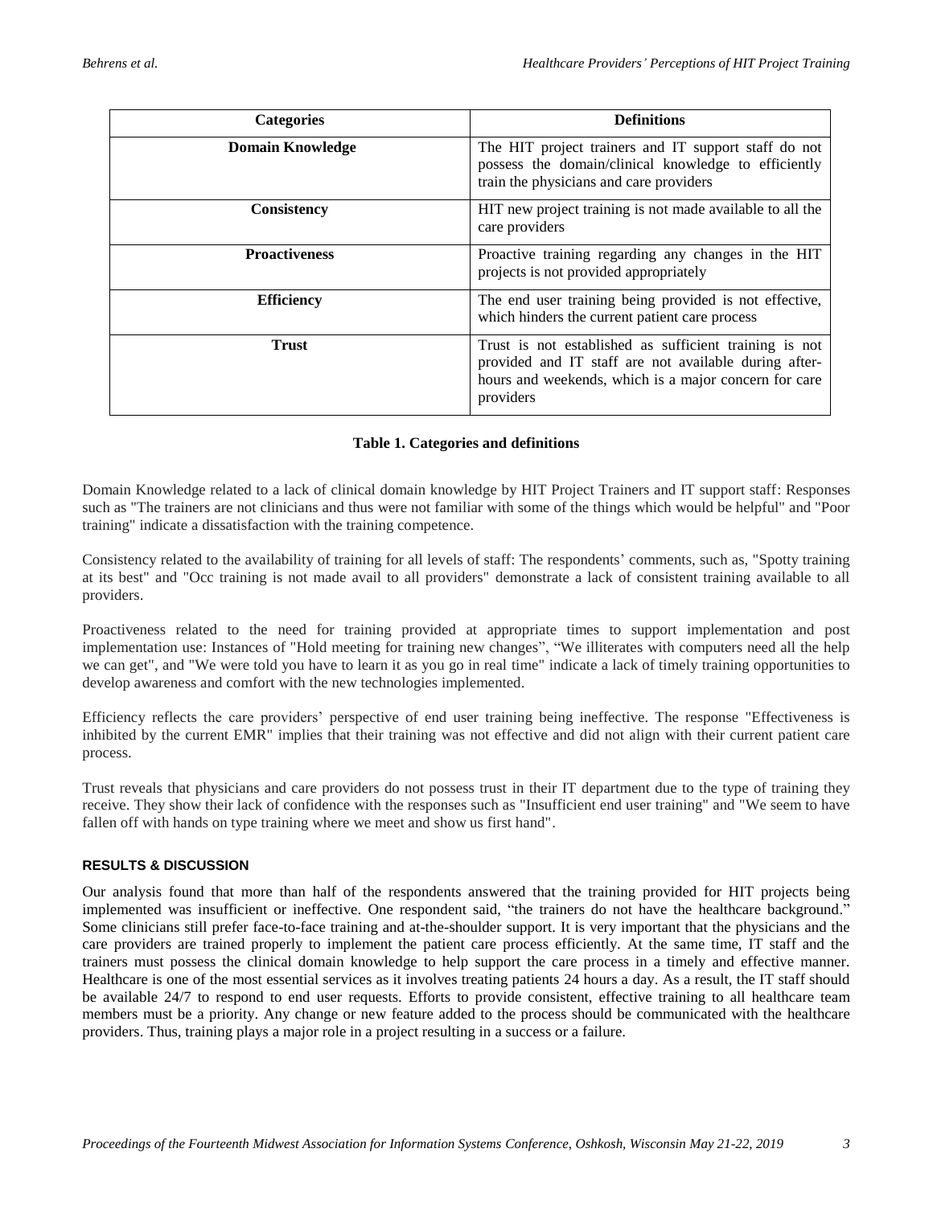| Categories | Definitions |
| --- | --- |
| **Domain Knowledge** | The HIT project trainers and IT support staff do not possess the domain/clinical knowledge to efficiently train the physicians and care providers |
| **Consistency** | HIT new project training is not made available to all the care providers |
| **Proactiveness** | Proactive training regarding any changes in the HIT projects is not provided appropriately |
| **Efficiency** | The end user training being provided is not effective, which hinders the current patient care process |
| **Trust** | Trust is not established as sufficient training is not provided and IT staff are not available during after-hours and weekends, which is a major concern for care providers |

**Table 1. Categories and definitions**

Domain Knowledge related to a lack of clinical domain knowledge by HIT Project Trainers and IT support staff: Responses such as "The trainers are not clinicians and thus were not familiar with some of the things which would be helpful" and "Poor training" indicate a dissatisfaction with the training competence.

Consistency related to the availability of training for all levels of staff: The respondents' comments, such as, "Spotty training at its best" and "Occ training is not made avail to all providers" demonstrate a lack of consistent training available to all providers.

Proactiveness related to the need for training provided at appropriate times to support implementation and post implementation use: Instances of "Hold meeting for training new changes", "We illiterates with computers need all the help we can get", and "We were told you have to learn it as you go in real time" indicate a lack of timely training opportunities to develop awareness and comfort with the new technologies implemented.

Efficiency reflects the care providers' perspective of end user training being ineffective. The response "Effectiveness is inhibited by the current EMR" implies that their training was not effective and did not align with their current patient care process.

Trust reveals that physicians and care providers do not possess trust in their IT department due to the type of training they receive. They show their lack of confidence with the responses such as "Insufficient end user training" and "We seem to have fallen off with hands on type training where we meet and show us first hand".

### RESULTS & DISCUSSION

Our analysis found that more than half of the respondents answered that the training provided for HIT projects being implemented was insufficient or ineffective. One respondent said, "the trainers do not have the healthcare background." Some clinicians still prefer face-to-face training and at-the-shoulder support. It is very important that the physicians and the care providers are trained properly to implement the patient care process efficiently. At the same time, IT staff and the trainers must possess the clinical domain knowledge to help support the care process in a timely and effective manner. Healthcare is one of the most essential services as it involves treating patients 24 hours a day. As a result, the IT staff should be available 24/7 to respond to end user requests. Efforts to provide consistent, effective training to all healthcare team members must be a priority. Any change or new feature added to the process should be communicated with the healthcare providers. Thus, training plays a major role in a project resulting in a success or a failure.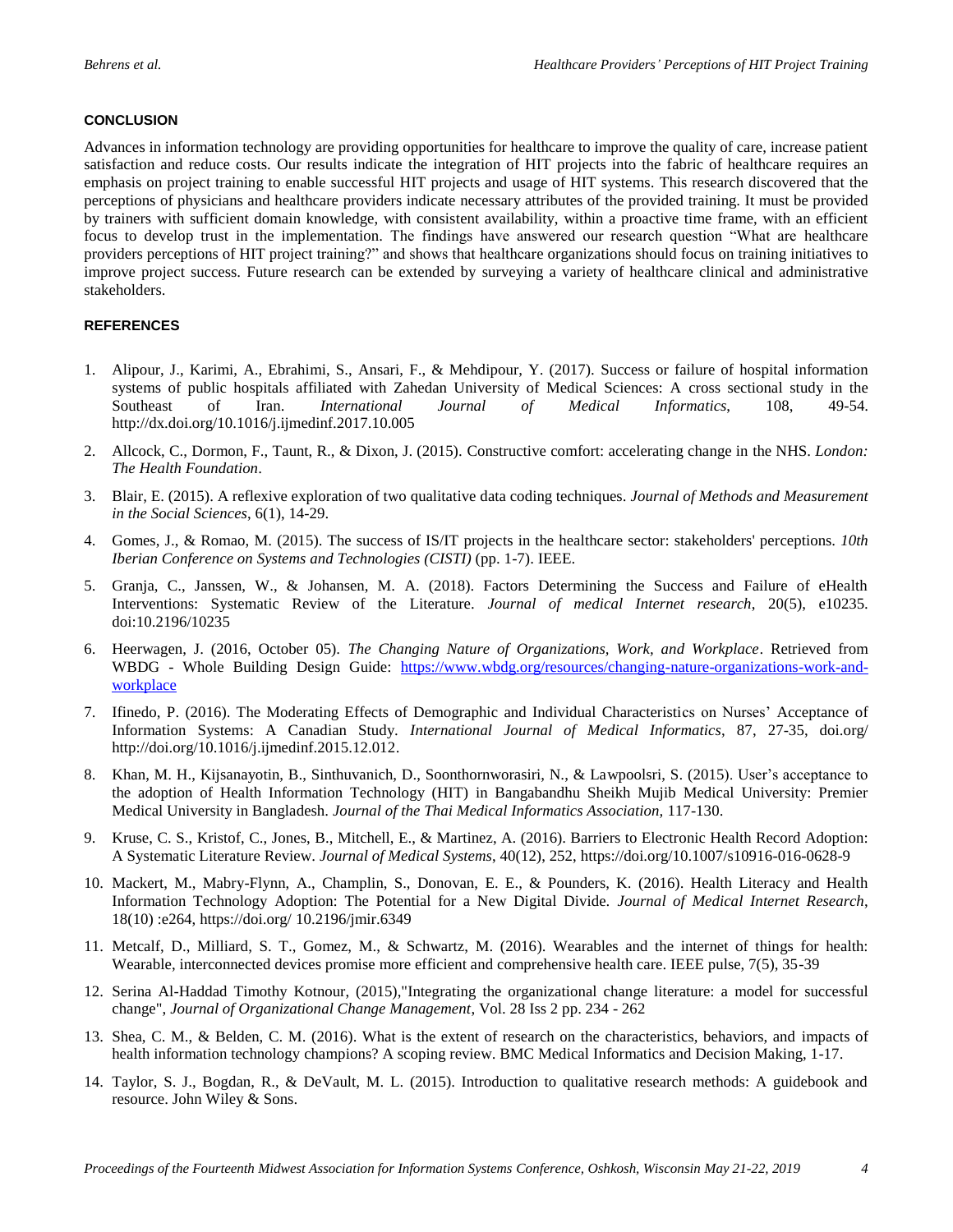## CONCLUSION

Advances in information technology are providing opportunities for healthcare to improve the quality of care, increase patient satisfaction and reduce costs. Our results indicate the integration of HIT projects into the fabric of healthcare requires an emphasis on project training to enable successful HIT projects and usage of HIT systems. This research discovered that the perceptions of physicians and healthcare providers indicate necessary attributes of the provided training. It must be provided by trainers with sufficient domain knowledge, with consistent availability, within a proactive time frame, with an efficient focus to develop trust in the implementation. The findings have answered our research question "What are healthcare providers perceptions of HIT project training?" and shows that healthcare organizations should focus on training initiatives to improve project success. Future research can be extended by surveying a variety of healthcare clinical and administrative stakeholders.

## REFERENCES

1. Alipour, J., Karimi, A., Ebrahimi, S., Ansari, F., & Mehdipour, Y. (2017). Success or failure of hospital information systems of public hospitals affiliated with Zahedan University of Medical Sciences: A cross sectional study in the Southeast of Iran. *International Journal of Medical Informatics*, 108, 49-54. http://dx.doi.org/10.1016/j.ijmedinf.2017.10.005
2. Allcock, C., Dormon, F., Taunt, R., & Dixon, J. (2015). Constructive comfort: accelerating change in the NHS. *London: The Health Foundation*.
3. Blair, E. (2015). A reflexive exploration of two qualitative data coding techniques. *Journal of Methods and Measurement in the Social Sciences*, 6(1), 14-29.
4. Gomes, J., & Romao, M. (2015). The success of IS/IT projects in the healthcare sector: stakeholders' perceptions. *10th Iberian Conference on Systems and Technologies (CISTI)* (pp. 1-7). IEEE.
5. Granja, C., Janssen, W., & Johansen, M. A. (2018). Factors Determining the Success and Failure of eHealth Interventions: Systematic Review of the Literature. *Journal of medical Internet research*, 20(5), e10235. doi:10.2196/10235
6. Heerwagen, J. (2016, October 05). *The Changing Nature of Organizations, Work, and Workplace*. Retrieved from WBDG - Whole Building Design Guide: https://www.wbdg.org/resources/changing-nature-organizations-work-and-workplace
7. Ifinedo, P. (2016). The Moderating Effects of Demographic and Individual Characteristics on Nurses' Acceptance of Information Systems: A Canadian Study. *International Journal of Medical Informatics*, 87, 27-35, doi.org/ http://doi.org/10.1016/j.ijmedinf.2015.12.012.
8. Khan, M. H., Kijsanayotin, B., Sinthuvanich, D., Soonthornworasiri, N., & Lawpoolsri, S. (2015). User's acceptance to the adoption of Health Information Technology (HIT) in Bangabandhu Sheikh Mujib Medical University: Premier Medical University in Bangladesh. *Journal of the Thai Medical Informatics Association*, 117-130.
9. Kruse, C. S., Kristof, C., Jones, B., Mitchell, E., & Martinez, A. (2016). Barriers to Electronic Health Record Adoption: A Systematic Literature Review. *Journal of Medical Systems*, 40(12), 252, https://doi.org/10.1007/s10916-016-0628-9
10. Mackert, M., Mabry-Flynn, A., Champlin, S., Donovan, E. E., & Pounders, K. (2016). Health Literacy and Health Information Technology Adoption: The Potential for a New Digital Divide. *Journal of Medical Internet Research*, 18(10) :e264, https://doi.org/ 10.2196/jmir.6349
11. Metcalf, D., Milliard, S. T., Gomez, M., & Schwartz, M. (2016). Wearables and the internet of things for health: Wearable, interconnected devices promise more efficient and comprehensive health care. IEEE pulse, 7(5), 35-39
12. Serina Al-Haddad Timothy Kotnour, (2015),"Integrating the organizational change literature: a model for successful change", *Journal of Organizational Change Management*, Vol. 28 Iss 2 pp. 234 - 262
13. Shea, C. M., & Belden, C. M. (2016). What is the extent of research on the characteristics, behaviors, and impacts of health information technology champions? A scoping review. BMC Medical Informatics and Decision Making, 1-17.
14. Taylor, S. J., Bogdan, R., & DeVault, M. L. (2015). Introduction to qualitative research methods: A guidebook and resource. John Wiley & Sons.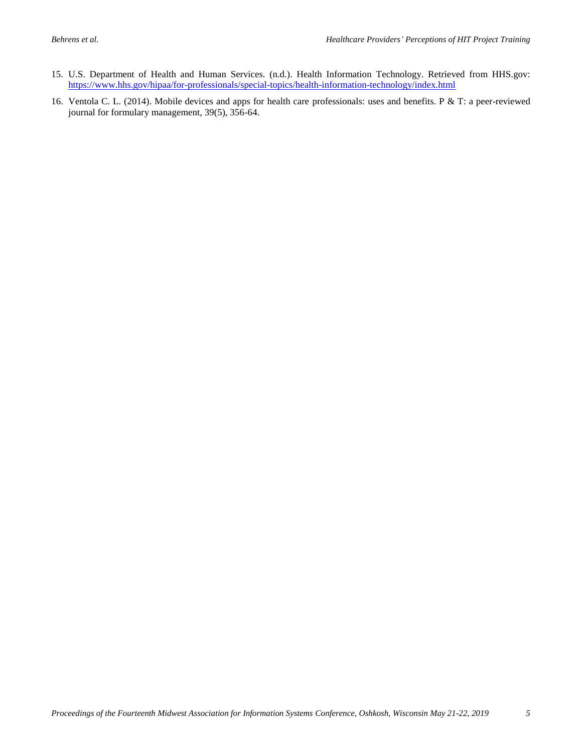15. U.S. Department of Health and Human Services. (n.d.). Health Information Technology. Retrieved from HHS.gov: https://www.hhs.gov/hipaa/for-professionals/special-topics/health-information-technology/index.html
16. Ventola C. L. (2014). Mobile devices and apps for health care professionals: uses and benefits. P & T: a peer-reviewed journal for formulary management, 39(5), 356-64.